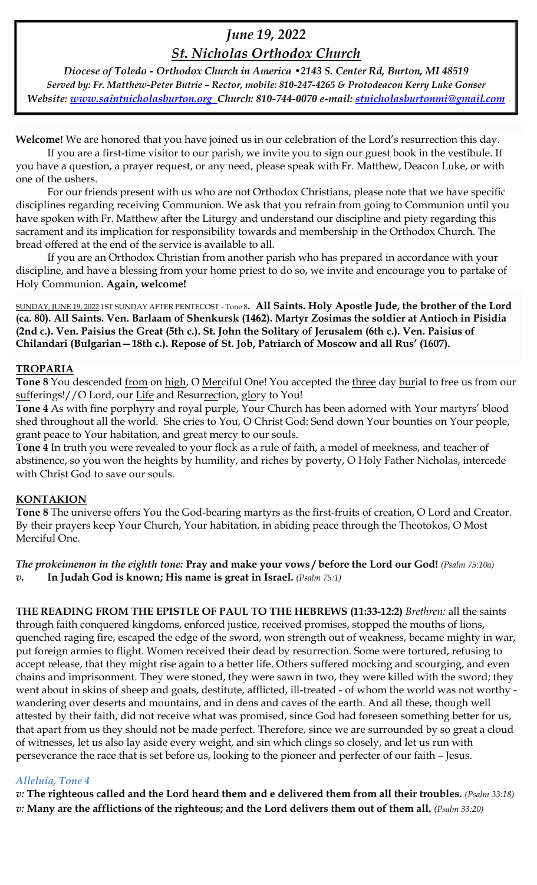# *June 19, 2022*
## *St. Nicholas Orthodox Church*

***Diocese of Toledo - Orthodox Church in America •2143 S. Center Rd, Burton, MI 48519***
***Served by: Fr. Matthew-Peter Butrie – Rector, mobile: 810-247-4265 & Protodeacon Kerry Luke Gonser***
***Website: www.saintnicholasburton.org Church: 810-744-0070 e-mail: stnicholasburtonmi@gmail.com***

**Welcome!** We are honored that you have joined us in our celebration of the Lord's resurrection this day.

If you are a first-time visitor to our parish, we invite you to sign our guest book in the vestibule. If you have a question, a prayer request, or any need, please speak with Fr. Matthew, Deacon Luke, or with one of the ushers.

For our friends present with us who are not Orthodox Christians, please note that we have specific disciplines regarding receiving Communion. We ask that you refrain from going to Communion until you have spoken with Fr. Matthew after the Liturgy and understand our discipline and piety regarding this sacrament and its implication for responsibility towards and membership in the Orthodox Church. The bread offered at the end of the service is available to all.

If you are an Orthodox Christian from another parish who has prepared in accordance with your discipline, and have a blessing from your home priest to do so, we invite and encourage you to partake of Holy Communion. **Again, welcome!**

SUNDAY, JUNE 19, 2022 1ST SUNDAY AFTER PENTECOST - Tone 8**. All Saints. Holy Apostle Jude, the brother of the Lord (ca. 80). All Saints. Ven. Barlaam of Shenkursk (1462). Martyr Zosimas the soldier at Antioch in Pisidia (2nd c.). Ven. Paisius the Great (5th c.). St. John the Solitary of Jerusalem (6th c.). Ven. Paisius of Chilandari (Bulgarian—18th c.). Repose of St. Job, Patriarch of Moscow and all Rus' (1607).**

### TROPARIA

**Tone 8** You descended from on high, O Merciful One! You accepted the three day burial to free us from our sufferings!//O Lord, our Life and Resurrection, glory to You!

**Tone 4** As with fine porphyry and royal purple, Your Church has been adorned with Your martyrs' blood shed throughout all the world. She cries to You, O Christ God: Send down Your bounties on Your people, grant peace to Your habitation, and great mercy to our souls.

**Tone 4** In truth you were revealed to your flock as a rule of faith, a model of meekness, and teacher of abstinence, so you won the heights by humility, and riches by poverty, O Holy Father Nicholas, intercede with Christ God to save our souls.

### KONTAKION

**Tone 8** The universe offers You the God-bearing martyrs as the first-fruits of creation, O Lord and Creator. By their prayers keep Your Church, Your habitation, in abiding peace through the Theotokos, O Most Merciful One.

***The prokeimenon in the eighth tone:*** **Pray and make your vows / before the Lord our God!** *(Psalm 75:10a)*
*v.* **In Judah God is known; His name is great in Israel.** *(Psalm 75:1)*

**THE READING FROM THE EPISTLE OF PAUL TO THE HEBREWS (11:33-12:2)** *Brethren:* all the saints through faith conquered kingdoms, enforced justice, received promises, stopped the mouths of lions, quenched raging fire, escaped the edge of the sword, won strength out of weakness, became mighty in war, put foreign armies to flight. Women received their dead by resurrection. Some were tortured, refusing to accept release, that they might rise again to a better life. Others suffered mocking and scourging, and even chains and imprisonment. They were stoned, they were sawn in two, they were killed with the sword; they went about in skins of sheep and goats, destitute, afflicted, ill-treated - of whom the world was not worthy - wandering over deserts and mountains, and in dens and caves of the earth. And all these, though well attested by their faith, did not receive what was promised, since God had foreseen something better for us, that apart from us they should not be made perfect. Therefore, since we are surrounded by so great a cloud of witnesses, let us also lay aside every weight, and sin which clings so closely, and let us run with perseverance the race that is set before us, looking to the pioneer and perfecter of our faith – Jesus.

*Alleluia, Tone 4*

*v:* **The righteous called and the Lord heard them and e delivered them from all their troubles.** *(Psalm 33:18)*
*v:* **Many are the afflictions of the righteous; and the Lord delivers them out of them all.** *(Psalm 33:20)*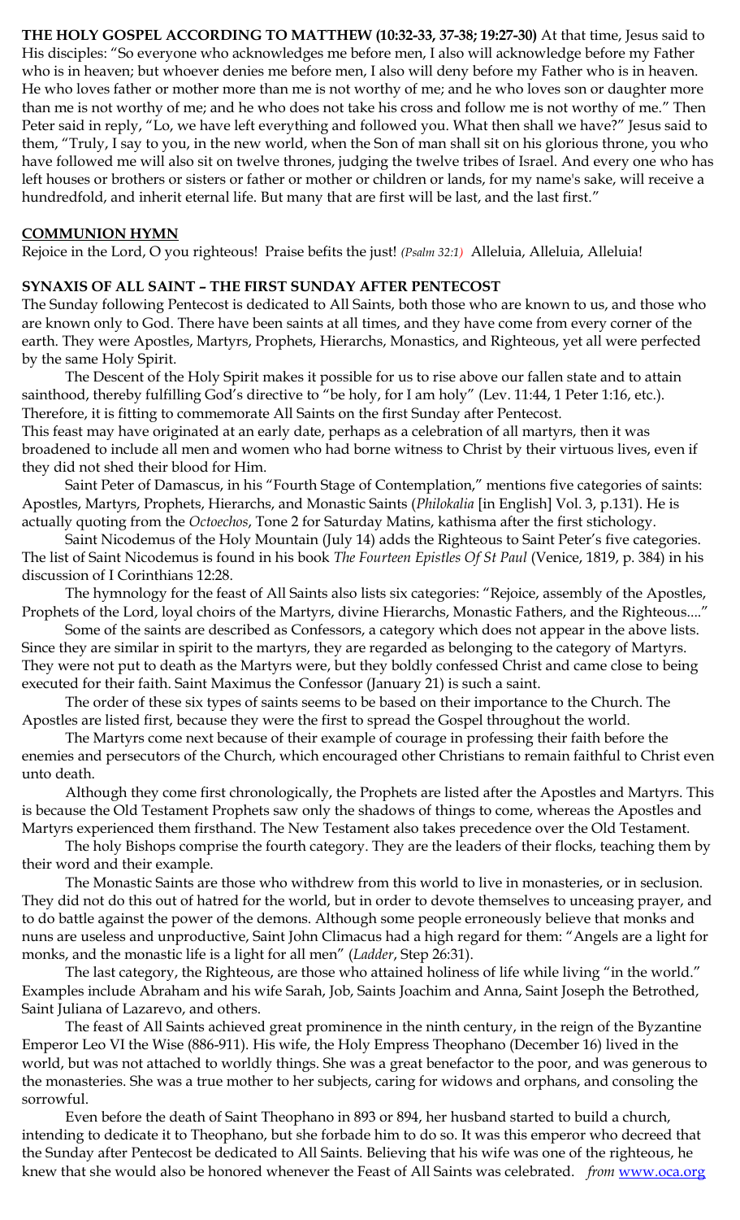**THE HOLY GOSPEL ACCORDING TO MATTHEW (10:32-33, 37-38; 19:27-30)** At that time, Jesus said to His disciples: "So everyone who acknowledges me before men, I also will acknowledge before my Father who is in heaven; but whoever denies me before men, I also will deny before my Father who is in heaven. He who loves father or mother more than me is not worthy of me; and he who loves son or daughter more than me is not worthy of me; and he who does not take his cross and follow me is not worthy of me." Then Peter said in reply, "Lo, we have left everything and followed you. What then shall we have?" Jesus said to them, "Truly, I say to you, in the new world, when the Son of man shall sit on his glorious throne, you who have followed me will also sit on twelve thrones, judging the twelve tribes of Israel. And every one who has left houses or brothers or sisters or father or mother or children or lands, for my name's sake, will receive a hundredfold, and inherit eternal life. But many that are first will be last, and the last first."

## COMMUNION HYMN

Rejoice in the Lord, O you righteous! Praise befits the just! *(Psalm 32:1)* Alleluia, Alleluia, Alleluia!

## SYNAXIS OF ALL SAINT – THE FIRST SUNDAY AFTER PENTECOST

The Sunday following Pentecost is dedicated to All Saints, both those who are known to us, and those who are known only to God. There have been saints at all times, and they have come from every corner of the earth. They were Apostles, Martyrs, Prophets, Hierarchs, Monastics, and Righteous, yet all were perfected by the same Holy Spirit.

The Descent of the Holy Spirit makes it possible for us to rise above our fallen state and to attain sainthood, thereby fulfilling God's directive to "be holy, for I am holy" (Lev. 11:44, 1 Peter 1:16, etc.). Therefore, it is fitting to commemorate All Saints on the first Sunday after Pentecost.

This feast may have originated at an early date, perhaps as a celebration of all martyrs, then it was broadened to include all men and women who had borne witness to Christ by their virtuous lives, even if they did not shed their blood for Him.

Saint Peter of Damascus, in his "Fourth Stage of Contemplation," mentions five categories of saints: Apostles, Martyrs, Prophets, Hierarchs, and Monastic Saints (*Philokalia* [in English] Vol. 3, p.131). He is actually quoting from the *Octoechos*, Tone 2 for Saturday Matins, kathisma after the first stichology.

Saint Nicodemus of the Holy Mountain (July 14) adds the Righteous to Saint Peter's five categories. The list of Saint Nicodemus is found in his book *The Fourteen Epistles Of St Paul* (Venice, 1819, p. 384) in his discussion of I Corinthians 12:28.

The hymnology for the feast of All Saints also lists six categories: "Rejoice, assembly of the Apostles, Prophets of the Lord, loyal choirs of the Martyrs, divine Hierarchs, Monastic Fathers, and the Righteous...."

Some of the saints are described as Confessors, a category which does not appear in the above lists. Since they are similar in spirit to the martyrs, they are regarded as belonging to the category of Martyrs. They were not put to death as the Martyrs were, but they boldly confessed Christ and came close to being executed for their faith. Saint Maximus the Confessor (January 21) is such a saint.

The order of these six types of saints seems to be based on their importance to the Church. The Apostles are listed first, because they were the first to spread the Gospel throughout the world.

The Martyrs come next because of their example of courage in professing their faith before the enemies and persecutors of the Church, which encouraged other Christians to remain faithful to Christ even unto death.

Although they come first chronologically, the Prophets are listed after the Apostles and Martyrs. This is because the Old Testament Prophets saw only the shadows of things to come, whereas the Apostles and Martyrs experienced them firsthand. The New Testament also takes precedence over the Old Testament.

The holy Bishops comprise the fourth category. They are the leaders of their flocks, teaching them by their word and their example.

The Monastic Saints are those who withdrew from this world to live in monasteries, or in seclusion. They did not do this out of hatred for the world, but in order to devote themselves to unceasing prayer, and to do battle against the power of the demons. Although some people erroneously believe that monks and nuns are useless and unproductive, Saint John Climacus had a high regard for them: "Angels are a light for monks, and the monastic life is a light for all men" (*Ladder*, Step 26:31).

The last category, the Righteous, are those who attained holiness of life while living "in the world." Examples include Abraham and his wife Sarah, Job, Saints Joachim and Anna, Saint Joseph the Betrothed, Saint Juliana of Lazarevo, and others.

The feast of All Saints achieved great prominence in the ninth century, in the reign of the Byzantine Emperor Leo VI the Wise (886-911). His wife, the Holy Empress Theophano (December 16) lived in the world, but was not attached to worldly things. She was a great benefactor to the poor, and was generous to the monasteries. She was a true mother to her subjects, caring for widows and orphans, and consoling the sorrowful.

Even before the death of Saint Theophano in 893 or 894, her husband started to build a church, intending to dedicate it to Theophano, but she forbade him to do so. It was this emperor who decreed that the Sunday after Pentecost be dedicated to All Saints. Believing that his wife was one of the righteous, he knew that she would also be honored whenever the Feast of All Saints was celebrated. *from* www.oca.org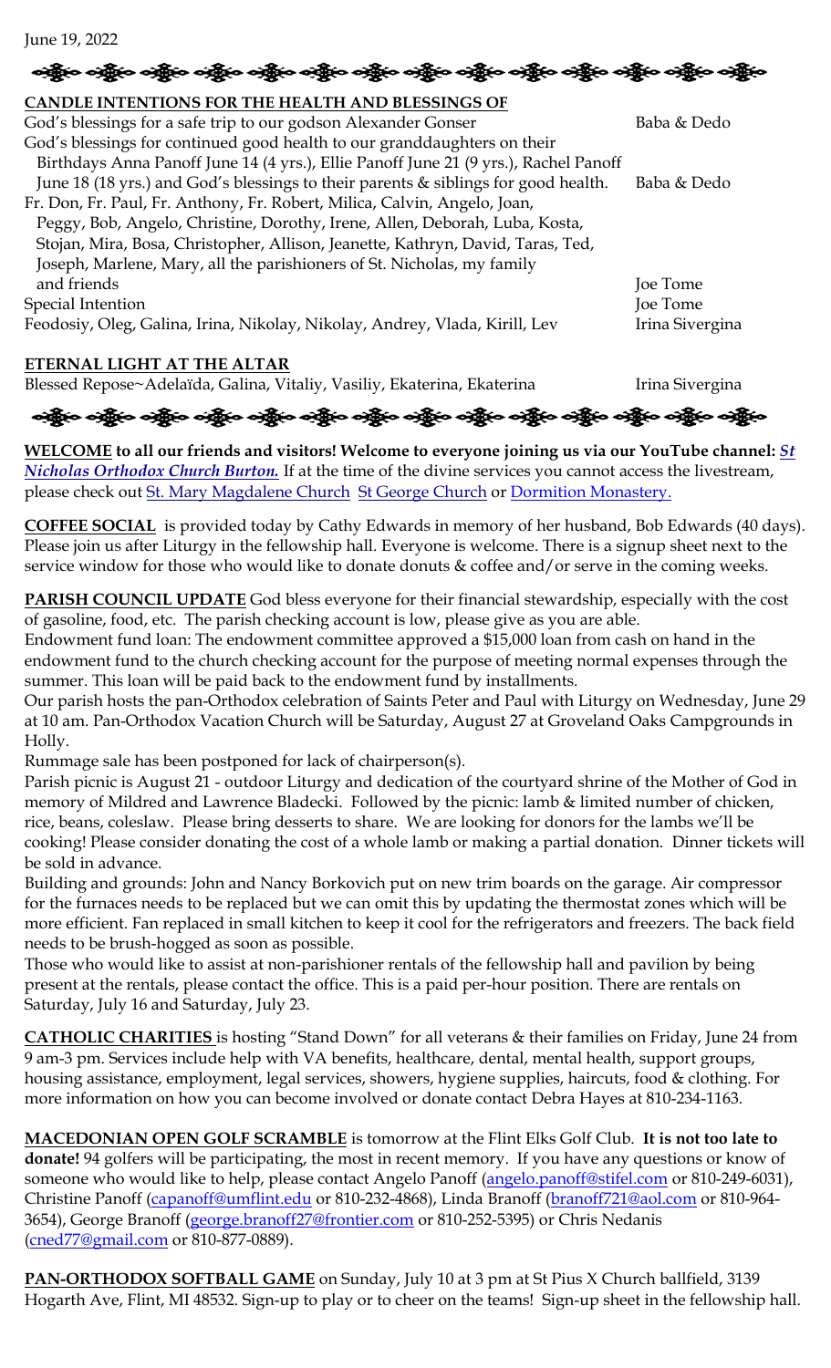June 19, 2022

## CANDLE INTENTIONS FOR THE HEALTH AND BLESSINGS OF

| | |
|---|---|
| God's blessings for a safe trip to our godson Alexander Gonser | Baba & Dedo |
| God's blessings for continued good health to our granddaughters on their Birthdays Anna Panoff June 14 (4 yrs.), Ellie Panoff June 21 (9 yrs.), Rachel Panoff June 18 (18 yrs.) and God's blessings to their parents & siblings for good health. | Baba & Dedo |
| Fr. Don, Fr. Paul, Fr. Anthony, Fr. Robert, Milica, Calvin, Angelo, Joan, Peggy, Bob, Angelo, Christine, Dorothy, Irene, Allen, Deborah, Luba, Kosta, Stojan, Mira, Bosa, Christopher, Allison, Jeanette, Kathryn, David, Taras, Ted, Joseph, Marlene, Mary, all the parishioners of St. Nicholas, my family and friends | Joe Tome |
| Special Intention | Joe Tome |
| Feodosiy, Oleg, Galina, Irina, Nikolay, Nikolay, Andrey, Vlada, Kirill, Lev | Irina Sivergina |

## ETERNAL LIGHT AT THE ALTAR

| | |
|---|---|
| Blessed Repose~Adelaïda, Galina, Vitaliy, Vasiliy, Ekaterina, Ekaterina | Irina Sivergina |

**WELCOME to all our friends and visitors! Welcome to everyone joining us via our YouTube channel: *St Nicholas Orthodox Church Burton.*** If at the time of the divine services you cannot access the livestream, please check out St. Mary Magdalene Church St George Church or Dormition Monastery.

**COFFEE SOCIAL** is provided today by Cathy Edwards in memory of her husband, Bob Edwards (40 days). Please join us after Liturgy in the fellowship hall. Everyone is welcome. There is a signup sheet next to the service window for those who would like to donate donuts & coffee and/or serve in the coming weeks.

**PARISH COUNCIL UPDATE** God bless everyone for their financial stewardship, especially with the cost of gasoline, food, etc. The parish checking account is low, please give as you are able.

Endowment fund loan: The endowment committee approved a $15,000 loan from cash on hand in the endowment fund to the church checking account for the purpose of meeting normal expenses through the summer. This loan will be paid back to the endowment fund by installments.

Our parish hosts the pan-Orthodox celebration of Saints Peter and Paul with Liturgy on Wednesday, June 29 at 10 am. Pan-Orthodox Vacation Church will be Saturday, August 27 at Groveland Oaks Campgrounds in Holly.

Rummage sale has been postponed for lack of chairperson(s).

Parish picnic is August 21 - outdoor Liturgy and dedication of the courtyard shrine of the Mother of God in memory of Mildred and Lawrence Bladecki. Followed by the picnic: lamb & limited number of chicken, rice, beans, coleslaw. Please bring desserts to share. We are looking for donors for the lambs we'll be cooking! Please consider donating the cost of a whole lamb or making a partial donation. Dinner tickets will be sold in advance.

Building and grounds: John and Nancy Borkovich put on new trim boards on the garage. Air compressor for the furnaces needs to be replaced but we can omit this by updating the thermostat zones which will be more efficient. Fan replaced in small kitchen to keep it cool for the refrigerators and freezers. The back field needs to be brush-hogged as soon as possible.

Those who would like to assist at non-parishioner rentals of the fellowship hall and pavilion by being present at the rentals, please contact the office. This is a paid per-hour position. There are rentals on Saturday, July 16 and Saturday, July 23.

**CATHOLIC CHARITIES** is hosting "Stand Down" for all veterans & their families on Friday, June 24 from 9 am-3 pm. Services include help with VA benefits, healthcare, dental, mental health, support groups, housing assistance, employment, legal services, showers, hygiene supplies, haircuts, food & clothing. For more information on how you can become involved or donate contact Debra Hayes at 810-234-1163.

**MACEDONIAN OPEN GOLF SCRAMBLE** is tomorrow at the Flint Elks Golf Club. **It is not too late to donate!** 94 golfers will be participating, the most in recent memory. If you have any questions or know of someone who would like to help, please contact Angelo Panoff (angelo.panoff@stifel.com or 810-249-6031), Christine Panoff (capanoff@umflint.edu or 810-232-4868), Linda Branoff (branoff721@aol.com or 810-964-3654), George Branoff (george.branoff27@frontier.com or 810-252-5395) or Chris Nedanis (cned77@gmail.com or 810-877-0889).

**PAN-ORTHODOX SOFTBALL GAME** on Sunday, July 10 at 3 pm at St Pius X Church ballfield, 3139 Hogarth Ave, Flint, MI 48532. Sign-up to play or to cheer on the teams! Sign-up sheet in the fellowship hall.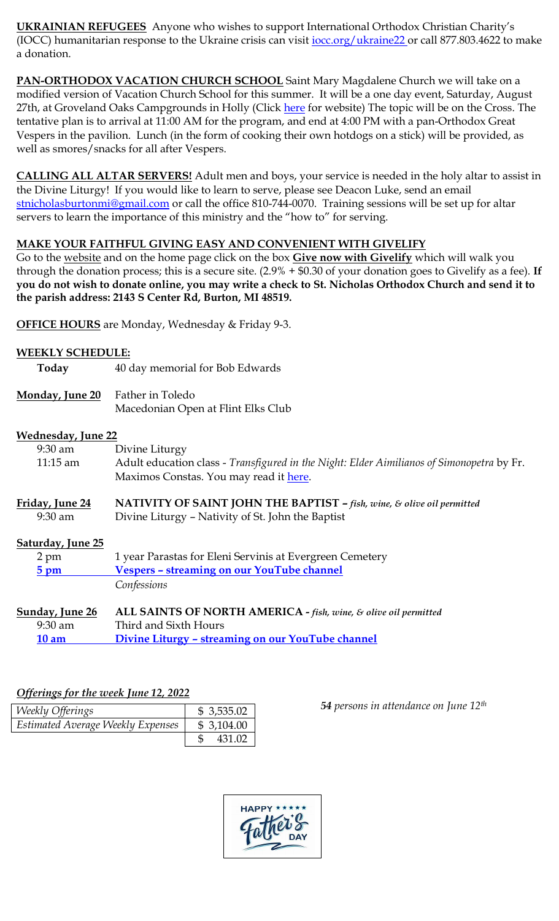**UKRAINIAN REFUGEES** Anyone who wishes to support International Orthodox Christian Charity's (IOCC) humanitarian response to the Ukraine crisis can visit iocc.org/ukraine22 or call 877.803.4622 to make a donation.

**PAN-ORTHODOX VACATION CHURCH SCHOOL** Saint Mary Magdalene Church we will take on a modified version of Vacation Church School for this summer. It will be a one day event, Saturday, August 27th, at Groveland Oaks Campgrounds in Holly (Click here for website) The topic will be on the Cross. The tentative plan is to arrival at 11:00 AM for the program, and end at 4:00 PM with a pan-Orthodox Great Vespers in the pavilion. Lunch (in the form of cooking their own hotdogs on a stick) will be provided, as well as smores/snacks for all after Vespers.

**CALLING ALL ALTAR SERVERS!** Adult men and boys, your service is needed in the holy altar to assist in the Divine Liturgy! If you would like to learn to serve, please see Deacon Luke, send an email stnicholasburtonmi@gmail.com or call the office 810-744-0070. Training sessions will be set up for altar servers to learn the importance of this ministry and the "how to" for serving.

**MAKE YOUR FAITHFUL GIVING EASY AND CONVENIENT WITH GIVELIFY**

Go to the website and on the home page click on the box **Give now with Givelify** which will walk you through the donation process; this is a secure site. (2.9% + $0.30 of your donation goes to Givelify as a fee). **If you do not wish to donate online, you may write a check to St. Nicholas Orthodox Church and send it to the parish address: 2143 S Center Rd, Burton, MI 48519.**

**OFFICE HOURS** are Monday, Wednesday & Friday 9-3.

**WEEKLY SCHEDULE:**

| | |
|---|---|
| **Today** | 40 day memorial for Bob Edwards |
| **Monday, June 20** | Father in Toledo<br>Macedonian Open at Flint Elks Club |

**Wednesday, June 22**

| | |
|---|---|
| 9:30 am | Divine Liturgy |
| 11:15 am | Adult education class - *Transfigured in the Night: Elder Aimilianos of Simonopetra* by Fr. Maximos Constas. You may read it here. |

| | |
|---|---|
| **Friday, June 24** | **NATIVITY OF SAINT JOHN THE BAPTIST –** ***fish, wine, & olive oil permitted*** |
| 9:30 am | Divine Liturgy – Nativity of St. John the Baptist |

**Saturday, June 25**

| | |
|---|---|
| 2 pm | 1 year Parastas for Eleni Servinis at Evergreen Cemetery |
| **5 pm** | **Vespers – streaming on our YouTube channel** |
| | *Confessions* |

| | |
|---|---|
| **Sunday, June 26** | **ALL SAINTS OF NORTH AMERICA -** ***fish, wine, & olive oil permitted*** |
| 9:30 am | Third and Sixth Hours |
| **10 am** | **Divine Liturgy – streaming on our YouTube channel** |

***Offerings for the week June 12, 2022***

| | |
|---|---|
| *Weekly Offerings* | $ 3,535.02 |
| *Estimated Average Weekly Expenses* | $ 3,104.00 |
| | $ 431.02 |

***54** persons in attendance on June 12th*

HAPPY Father's DAY